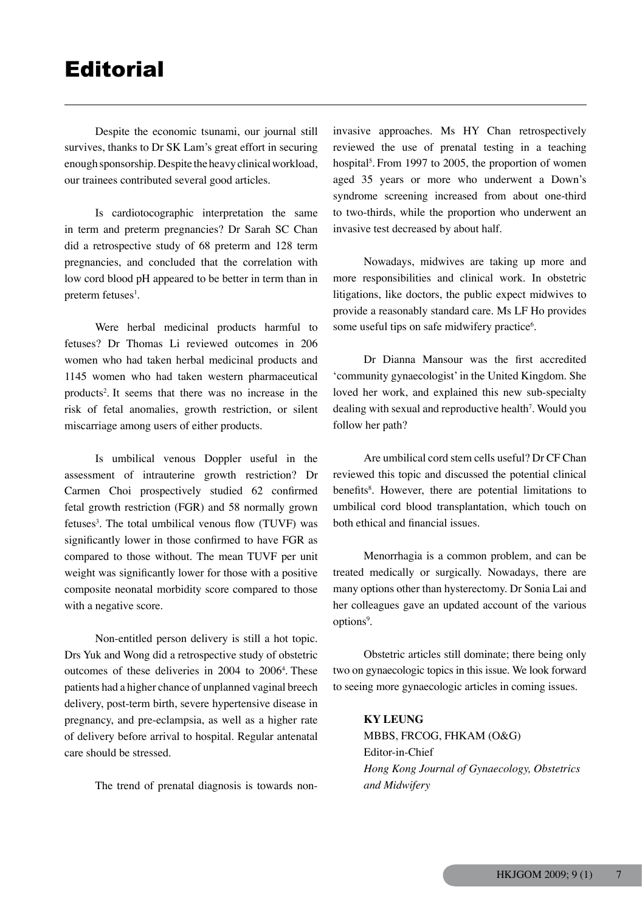# Editorial

Despite the economic tsunami, our journal still survives, thanks to Dr SK Lam's great effort in securing enough sponsorship. Despite the heavy clinical workload, our trainees contributed several good articles.

Is cardiotocographic interpretation the same in term and preterm pregnancies? Dr Sarah SC Chan did a retrospective study of 68 preterm and 128 term pregnancies, and concluded that the correlation with low cord blood pH appeared to be better in term than in preterm fetuses[1].

Were herbal medicinal products harmful to fetuses? Dr Thomas Li reviewed outcomes in 206 women who had taken herbal medicinal products and 1145 women who had taken western pharmaceutical products[2]. It seems that there was no increase in the risk of fetal anomalies, growth restriction, or silent miscarriage among users of either products.

Is umbilical venous Doppler useful in the assessment of intrauterine growth restriction? Dr Carmen Choi prospectively studied 62 confirmed fetal growth restriction (FGR) and 58 normally grown fetuses[3]. The total umbilical venous flow (TUVF) was significantly lower in those confirmed to have FGR as compared to those without. The mean TUVF per unit weight was significantly lower for those with a positive composite neonatal morbidity score compared to those with a negative score.

Non-entitled person delivery is still a hot topic. Drs Yuk and Wong did a retrospective study of obstetric outcomes of these deliveries in 2004 to 2006[4]. These patients had a higher chance of unplanned vaginal breech delivery, post-term birth, severe hypertensive disease in pregnancy, and pre-eclampsia, as well as a higher rate of delivery before arrival to hospital. Regular antenatal care should be stressed.

The trend of prenatal diagnosis is towards non-invasive approaches. Ms HY Chan retrospectively reviewed the use of prenatal testing in a teaching hospital[5]. From 1997 to 2005, the proportion of women aged 35 years or more who underwent a Down's syndrome screening increased from about one-third to two-thirds, while the proportion who underwent an invasive test decreased by about half.

Nowadays, midwives are taking up more and more responsibilities and clinical work. In obstetric litigations, like doctors, the public expect midwives to provide a reasonably standard care. Ms LF Ho provides some useful tips on safe midwifery practice[6].

Dr Dianna Mansour was the first accredited 'community gynaecologist' in the United Kingdom. She loved her work, and explained this new sub-specialty dealing with sexual and reproductive health[7]. Would you follow her path?

Are umbilical cord stem cells useful? Dr CF Chan reviewed this topic and discussed the potential clinical benefits[8]. However, there are potential limitations to umbilical cord blood transplantation, which touch on both ethical and financial issues.

Menorrhagia is a common problem, and can be treated medically or surgically. Nowadays, there are many options other than hysterectomy. Dr Sonia Lai and her colleagues gave an updated account of the various options[9].

Obstetric articles still dominate; there being only two on gynaecologic topics in this issue. We look forward to seeing more gynaecologic articles in coming issues.

**KY LEUNG**
MBBS, FRCOG, FHKAM (O&G)
Editor-in-Chief
*Hong Kong Journal of Gynaecology, Obstetrics and Midwifery*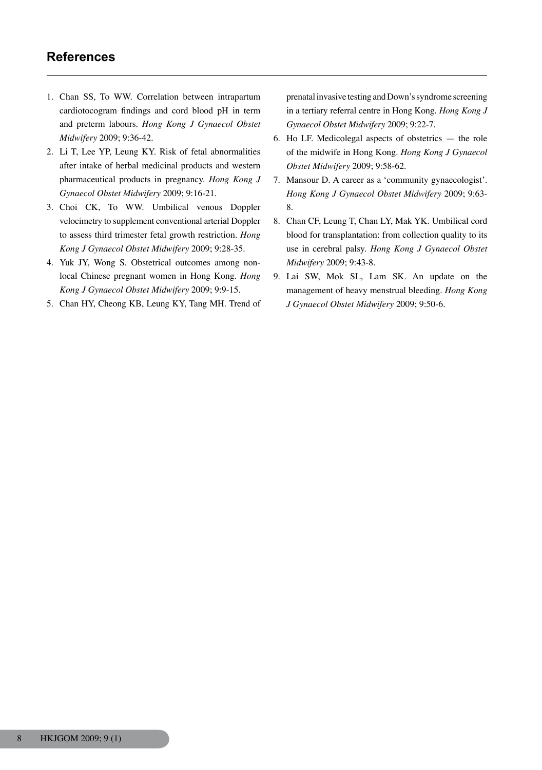## References

1. Chan SS, To WW. Correlation between intrapartum cardiotocogram findings and cord blood pH in term and preterm labours. *Hong Kong J Gynaecol Obstet Midwifery* 2009; 9:36-42.
2. Li T, Lee YP, Leung KY. Risk of fetal abnormalities after intake of herbal medicinal products and western pharmaceutical products in pregnancy. *Hong Kong J Gynaecol Obstet Midwifery* 2009; 9:16-21.
3. Choi CK, To WW. Umbilical venous Doppler velocimetry to supplement conventional arterial Doppler to assess third trimester fetal growth restriction. *Hong Kong J Gynaecol Obstet Midwifery* 2009; 9:28-35.
4. Yuk JY, Wong S. Obstetrical outcomes among non-local Chinese pregnant women in Hong Kong. *Hong Kong J Gynaecol Obstet Midwifery* 2009; 9:9-15.
5. Chan HY, Cheong KB, Leung KY, Tang MH. Trend of prenatal invasive testing and Down's syndrome screening in a tertiary referral centre in Hong Kong. *Hong Kong J Gynaecol Obstet Midwifery* 2009; 9:22-7.
6. Ho LF. Medicolegal aspects of obstetrics — the role of the midwife in Hong Kong. *Hong Kong J Gynaecol Obstet Midwifery* 2009; 9:58-62.
7. Mansour D. A career as a 'community gynaecologist'. *Hong Kong J Gynaecol Obstet Midwifery* 2009; 9:63-8.
8. Chan CF, Leung T, Chan LY, Mak YK. Umbilical cord blood for transplantation: from collection quality to its use in cerebral palsy. *Hong Kong J Gynaecol Obstet Midwifery* 2009; 9:43-8.
9. Lai SW, Mok SL, Lam SK. An update on the management of heavy menstrual bleeding. *Hong Kong J Gynaecol Obstet Midwifery* 2009; 9:50-6.